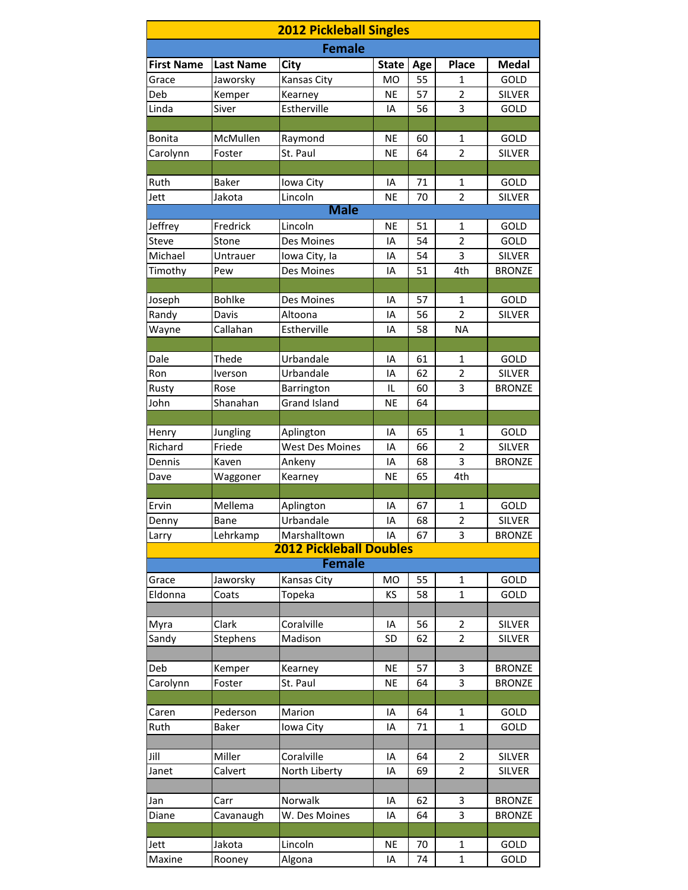# 2012 Pickleball Singles

## Female

| First Name | Last Name | City | State | Age | Place | Medal |
|---|---|---|---|---|---|---|
| Grace | Jaworsky | Kansas City | MO | 55 | 1 | GOLD |
| Deb | Kemper | Kearney | NE | 57 | 2 | SILVER |
| Linda | Siver | Estherville | IA | 56 | 3 | GOLD |
| | | | | | | |
| Bonita | McMullen | Raymond | NE | 60 | 1 | GOLD |
| Carolynn | Foster | St. Paul | NE | 64 | 2 | SILVER |
| | | | | | | |
| Ruth | Baker | Iowa City | IA | 71 | 1 | GOLD |
| Jett | Jakota | Lincoln | NE | 70 | 2 | SILVER |

## Male

| First Name | Last Name | City | State | Age | Place | Medal |
|---|---|---|---|---|---|---|
| Jeffrey | Fredrick | Lincoln | NE | 51 | 1 | GOLD |
| Steve | Stone | Des Moines | IA | 54 | 2 | GOLD |
| Michael | Untrauer | Iowa City, Ia | IA | 54 | 3 | SILVER |
| Timothy | Pew | Des Moines | IA | 51 | 4th | BRONZE |
| | | | | | | |
| Joseph | Bohlke | Des Moines | IA | 57 | 1 | GOLD |
| Randy | Davis | Altoona | IA | 56 | 2 | SILVER |
| Wayne | Callahan | Estherville | IA | 58 | NA | |
| | | | | | | |
| Dale | Thede | Urbandale | IA | 61 | 1 | GOLD |
| Ron | Iverson | Urbandale | IA | 62 | 2 | SILVER |
| Rusty | Rose | Barrington | IL | 60 | 3 | BRONZE |
| John | Shanahan | Grand Island | NE | 64 | | |
| | | | | | | |
| Henry | Jungling | Aplington | IA | 65 | 1 | GOLD |
| Richard | Friede | West Des Moines | IA | 66 | 2 | SILVER |
| Dennis | Kaven | Ankeny | IA | 68 | 3 | BRONZE |
| Dave | Waggoner | Kearney | NE | 65 | 4th | |
| | | | | | | |
| Ervin | Mellema | Aplington | IA | 67 | 1 | GOLD |
| Denny | Bane | Urbandale | IA | 68 | 2 | SILVER |
| Larry | Lehrkamp | Marshalltown | IA | 67 | 3 | BRONZE |

# 2012 Pickleball Doubles

## Female

| First Name | Last Name | City | State | Age | Place | Medal |
|---|---|---|---|---|---|---|
| Grace | Jaworsky | Kansas City | MO | 55 | 1 | GOLD |
| Eldonna | Coats | Topeka | KS | 58 | 1 | GOLD |
| | | | | | | |
| Myra | Clark | Coralville | IA | 56 | 2 | SILVER |
| Sandy | Stephens | Madison | SD | 62 | 2 | SILVER |
| | | | | | | |
| Deb | Kemper | Kearney | NE | 57 | 3 | BRONZE |
| Carolynn | Foster | St. Paul | NE | 64 | 3 | BRONZE |
| | | | | | | |
| Caren | Pederson | Marion | IA | 64 | 1 | GOLD |
| Ruth | Baker | Iowa City | IA | 71 | 1 | GOLD |
| | | | | | | |
| Jill | Miller | Coralville | IA | 64 | 2 | SILVER |
| Janet | Calvert | North Liberty | IA | 69 | 2 | SILVER |
| | | | | | | |
| Jan | Carr | Norwalk | IA | 62 | 3 | BRONZE |
| Diane | Cavanaugh | W. Des Moines | IA | 64 | 3 | BRONZE |
| | | | | | | |
| Jett | Jakota | Lincoln | NE | 70 | 1 | GOLD |
| Maxine | Rooney | Algona | IA | 74 | 1 | GOLD |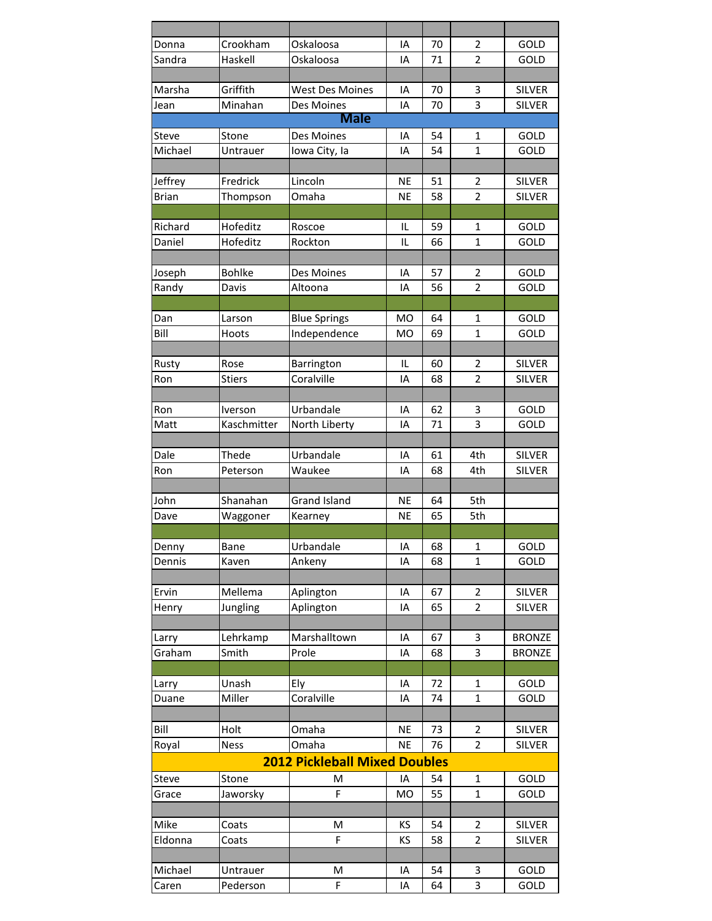| | | | | | | |
|---|---|---|---|---|---|---|
| Donna | Crookham | Oskaloosa | IA | 70 | 2 | GOLD |
| Sandra | Haskell | Oskaloosa | IA | 71 | 2 | GOLD |
| | | | | | | |
| Marsha | Griffith | West Des Moines | IA | 70 | 3 | SILVER |
| Jean | Minahan | Des Moines | IA | 70 | 3 | SILVER |
| **Male** | | | | | | |
| Steve | Stone | Des Moines | IA | 54 | 1 | GOLD |
| Michael | Untrauer | Iowa City, Ia | IA | 54 | 1 | GOLD |
| | | | | | | |
| Jeffrey | Fredrick | Lincoln | NE | 51 | 2 | SILVER |
| Brian | Thompson | Omaha | NE | 58 | 2 | SILVER |
| | | | | | | |
| Richard | Hofeditz | Roscoe | IL | 59 | 1 | GOLD |
| Daniel | Hofeditz | Rockton | IL | 66 | 1 | GOLD |
| | | | | | | |
| Joseph | Bohlke | Des Moines | IA | 57 | 2 | GOLD |
| Randy | Davis | Altoona | IA | 56 | 2 | GOLD |
| | | | | | | |
| Dan | Larson | Blue Springs | MO | 64 | 1 | GOLD |
| Bill | Hoots | Independence | MO | 69 | 1 | GOLD |
| | | | | | | |
| Rusty | Rose | Barrington | IL | 60 | 2 | SILVER |
| Ron | Stiers | Coralville | IA | 68 | 2 | SILVER |
| | | | | | | |
| Ron | Iverson | Urbandale | IA | 62 | 3 | GOLD |
| Matt | Kaschmitter | North Liberty | IA | 71 | 3 | GOLD |
| | | | | | | |
| Dale | Thede | Urbandale | IA | 61 | 4th | SILVER |
| Ron | Peterson | Waukee | IA | 68 | 4th | SILVER |
| | | | | | | |
| John | Shanahan | Grand Island | NE | 64 | 5th | |
| Dave | Waggoner | Kearney | NE | 65 | 5th | |
| | | | | | | |
| Denny | Bane | Urbandale | IA | 68 | 1 | GOLD |
| Dennis | Kaven | Ankeny | IA | 68 | 1 | GOLD |
| | | | | | | |
| Ervin | Mellema | Aplington | IA | 67 | 2 | SILVER |
| Henry | Jungling | Aplington | IA | 65 | 2 | SILVER |
| | | | | | | |
| Larry | Lehrkamp | Marshalltown | IA | 67 | 3 | BRONZE |
| Graham | Smith | Prole | IA | 68 | 3 | BRONZE |
| | | | | | | |
| Larry | Unash | Ely | IA | 72 | 1 | GOLD |
| Duane | Miller | Coralville | IA | 74 | 1 | GOLD |
| | | | | | | |
| Bill | Holt | Omaha | NE | 73 | 2 | SILVER |
| Royal | Ness | Omaha | NE | 76 | 2 | SILVER |
| **2012 Pickleball Mixed Doubles** | | | | | | |
| Steve | Stone | M | IA | 54 | 1 | GOLD |
| Grace | Jaworsky | F | MO | 55 | 1 | GOLD |
| | | | | | | |
| Mike | Coats | M | KS | 54 | 2 | SILVER |
| Eldonna | Coats | F | KS | 58 | 2 | SILVER |
| | | | | | | |
| Michael | Untrauer | M | IA | 54 | 3 | GOLD |
| Caren | Pederson | F | IA | 64 | 3 | GOLD |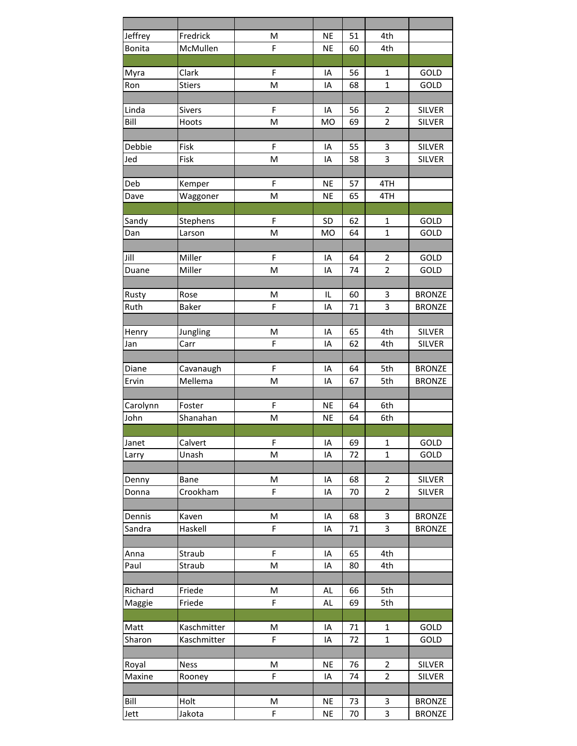| | | | | | | |
|---|---|---|---|---|---|---|
| Jeffrey | Fredrick | M | NE | 51 | 4th | |
| Bonita | McMullen | F | NE | 60 | 4th | |
| | | | | | | |
| Myra | Clark | F | IA | 56 | 1 | GOLD |
| Ron | Stiers | M | IA | 68 | 1 | GOLD |
| | | | | | | |
| Linda | Sivers | F | IA | 56 | 2 | SILVER |
| Bill | Hoots | M | MO | 69 | 2 | SILVER |
| | | | | | | |
| Debbie | Fisk | F | IA | 55 | 3 | SILVER |
| Jed | Fisk | M | IA | 58 | 3 | SILVER |
| | | | | | | |
| Deb | Kemper | F | NE | 57 | 4TH | |
| Dave | Waggoner | M | NE | 65 | 4TH | |
| | | | | | | |
| Sandy | Stephens | F | SD | 62 | 1 | GOLD |
| Dan | Larson | M | MO | 64 | 1 | GOLD |
| | | | | | | |
| Jill | Miller | F | IA | 64 | 2 | GOLD |
| Duane | Miller | M | IA | 74 | 2 | GOLD |
| | | | | | | |
| Rusty | Rose | M | IL | 60 | 3 | BRONZE |
| Ruth | Baker | F | IA | 71 | 3 | BRONZE |
| | | | | | | |
| Henry | Jungling | M | IA | 65 | 4th | SILVER |
| Jan | Carr | F | IA | 62 | 4th | SILVER |
| | | | | | | |
| Diane | Cavanaugh | F | IA | 64 | 5th | BRONZE |
| Ervin | Mellema | M | IA | 67 | 5th | BRONZE |
| | | | | | | |
| Carolynn | Foster | F | NE | 64 | 6th | |
| John | Shanahan | M | NE | 64 | 6th | |
| | | | | | | |
| Janet | Calvert | F | IA | 69 | 1 | GOLD |
| Larry | Unash | M | IA | 72 | 1 | GOLD |
| | | | | | | |
| Denny | Bane | M | IA | 68 | 2 | SILVER |
| Donna | Crookham | F | IA | 70 | 2 | SILVER |
| | | | | | | |
| Dennis | Kaven | M | IA | 68 | 3 | BRONZE |
| Sandra | Haskell | F | IA | 71 | 3 | BRONZE |
| | | | | | | |
| Anna | Straub | F | IA | 65 | 4th | |
| Paul | Straub | M | IA | 80 | 4th | |
| | | | | | | |
| Richard | Friede | M | AL | 66 | 5th | |
| Maggie | Friede | F | AL | 69 | 5th | |
| | | | | | | |
| Matt | Kaschmitter | M | IA | 71 | 1 | GOLD |
| Sharon | Kaschmitter | F | IA | 72 | 1 | GOLD |
| | | | | | | |
| Royal | Ness | M | NE | 76 | 2 | SILVER |
| Maxine | Rooney | F | IA | 74 | 2 | SILVER |
| | | | | | | |
| Bill | Holt | M | NE | 73 | 3 | BRONZE |
| Jett | Jakota | F | NE | 70 | 3 | BRONZE |